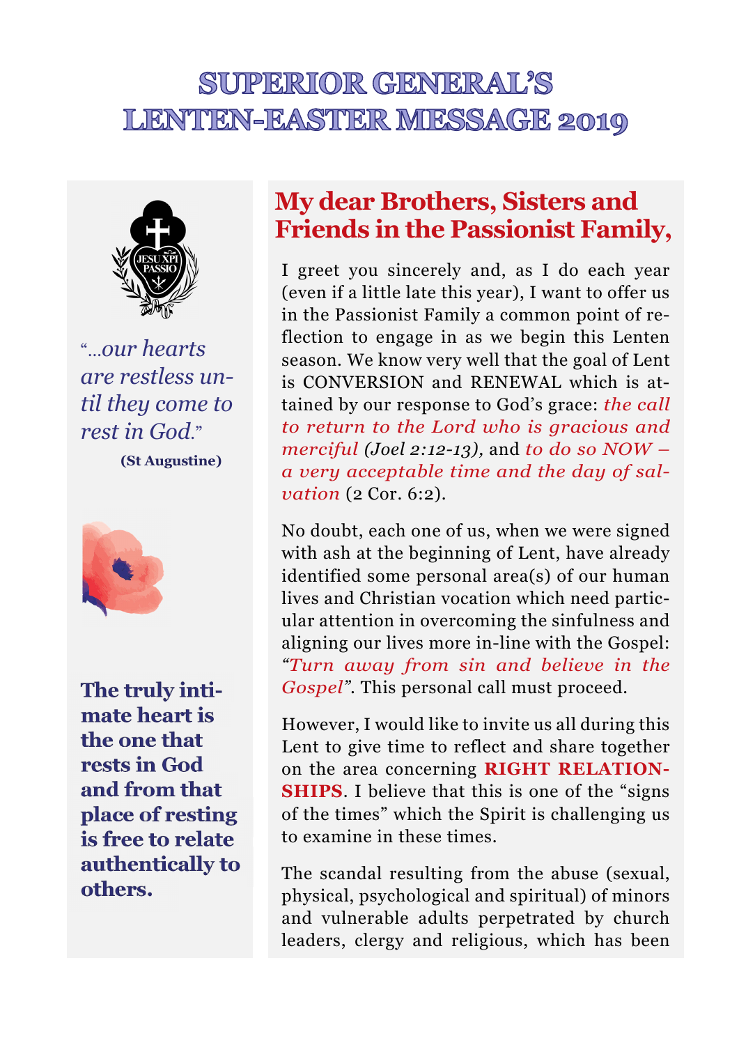# SUPERIOR GENERAL'S LENTEN-EASTER MESSAGE 2019

*"...our hearts are restless until they come to rest in God."*

**(St Augustine)**

**The truly intimate heart is the one that rests in God and from that place of resting is free to relate authentically to others.**

## My dear Brothers, Sisters and Friends in the Passionist Family,

I greet you sincerely and, as I do each year (even if a little late this year), I want to offer us in the Passionist Family a common point of reflection to engage in as we begin this Lenten season. We know very well that the goal of Lent is CONVERSION and RENEWAL which is attained by our response to God's grace: *the call to return to the Lord who is gracious and merciful (Joel 2:12-13),* and *to do so NOW – a very acceptable time and the day of salvation* (2 Cor. 6:2).

No doubt, each one of us, when we were signed with ash at the beginning of Lent, have already identified some personal area(s) of our human lives and Christian vocation which need particular attention in overcoming the sinfulness and aligning our lives more in-line with the Gospel: *"Turn away from sin and believe in the Gospel"*. This personal call must proceed.

However, I would like to invite us all during this Lent to give time to reflect and share together on the area concerning **RIGHT RELATIONSHIPS**. I believe that this is one of the "signs of the times" which the Spirit is challenging us to examine in these times.

The scandal resulting from the abuse (sexual, physical, psychological and spiritual) of minors and vulnerable adults perpetrated by church leaders, clergy and religious, which has been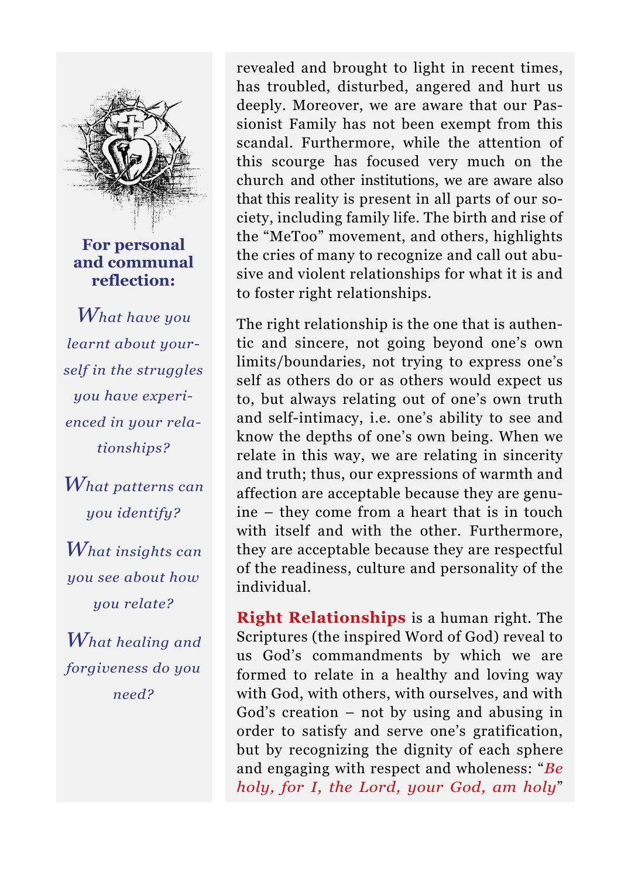**For personal and communal reflection:**

*What have you learnt about yourself in the struggles you have experienced in your relationships?*

*What patterns can you identify?*

*What insights can you see about how you relate?*

*What healing and forgiveness do you need?*

revealed and brought to light in recent times, has troubled, disturbed, angered and hurt us deeply. Moreover, we are aware that our Passionist Family has not been exempt from this scandal. Furthermore, while the attention of this scourge has focused very much on the church and other institutions, we are aware also that this reality is present in all parts of our society, including family life. The birth and rise of the "MeToo" movement, and others, highlights the cries of many to recognize and call out abusive and violent relationships for what it is and to foster right relationships.

The right relationship is the one that is authentic and sincere, not going beyond one's own limits/boundaries, not trying to express one's self as others do or as others would expect us to, but always relating out of one's own truth and self-intimacy, i.e. one's ability to see and know the depths of one's own being. When we relate in this way, we are relating in sincerity and truth; thus, our expressions of warmth and affection are acceptable because they are genuine – they come from a heart that is in touch with itself and with the other. Furthermore, they are acceptable because they are respectful of the readiness, culture and personality of the individual.

**Right Relationships** is a human right. The Scriptures (the inspired Word of God) reveal to us God's commandments by which we are formed to relate in a healthy and loving way with God, with others, with ourselves, and with God's creation – not by using and abusing in order to satisfy and serve one's gratification, but by recognizing the dignity of each sphere and engaging with respect and wholeness: "*Be holy, for I, the Lord, your God, am holy*"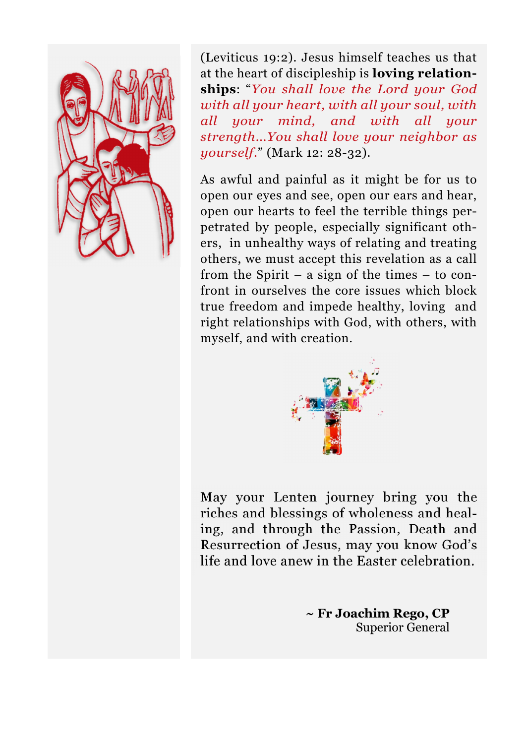(Leviticus 19:2). Jesus himself teaches us that at the heart of discipleship is **loving relationships**: "*You shall love the Lord your God with all your heart, with all your soul, with all your mind, and with all your strength…You shall love your neighbor as yourself.*" (Mark 12: 28-32).

As awful and painful as it might be for us to open our eyes and see, open our ears and hear, open our hearts to feel the terrible things perpetrated by people, especially significant others, in unhealthy ways of relating and treating others, we must accept this revelation as a call from the Spirit – a sign of the times – to confront in ourselves the core issues which block true freedom and impede healthy, loving and right relationships with God, with others, with myself, and with creation.

May your Lenten journey bring you the riches and blessings of wholeness and healing, and through the Passion, Death and Resurrection of Jesus, may you know God's life and love anew in the Easter celebration.

**~ Fr Joachim Rego, CP**
Superior General